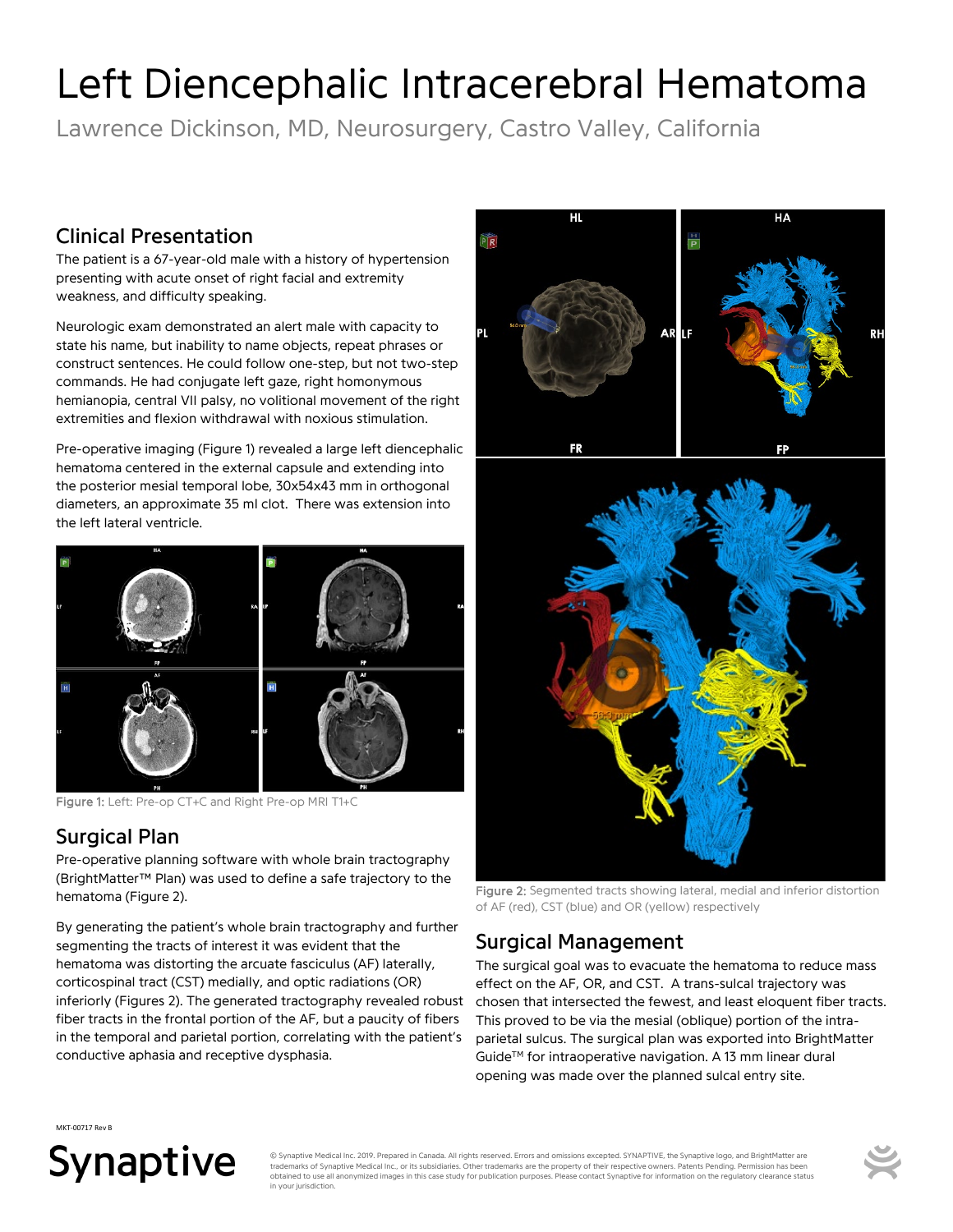# Left Diencephalic Intracerebral Hematoma

Lawrence Dickinson, MD, Neurosurgery, Castro Valley, California

## Clinical Presentation

The patient is a 67-year-old male with a history of hypertension presenting with acute onset of right facial and extremity weakness, and difficulty speaking.

Neurologic exam demonstrated an alert male with capacity to state his name, but inability to name objects, repeat phrases or construct sentences. He could follow one-step, but not two-step commands. He had conjugate left gaze, right homonymous hemianopia, central VII palsy, no volitional movement of the right extremities and flexion withdrawal with noxious stimulation.

Pre-operative imaging (Figure 1) revealed a large left diencephalic hematoma centered in the external capsule and extending into the posterior mesial temporal lobe, 30x54x43 mm in orthogonal diameters, an approximate 35 ml clot. There was extension into the left lateral ventricle.

Figure 1: Left: Pre-op CT+C and Right Pre-op MRI T1+C

## Surgical Plan

Pre-operative planning software with whole brain tractography (BrightMatter™ Plan) was used to define a safe trajectory to the hematoma (Figure 2).

By generating the patient's whole brain tractography and further segmenting the tracts of interest it was evident that the hematoma was distorting the arcuate fasciculus (AF) laterally, corticospinal tract (CST) medially, and optic radiations (OR) inferiorly (Figures 2). The generated tractography revealed robust fiber tracts in the frontal portion of the AF, but a paucity of fibers in the temporal and parietal portion, correlating with the patient's conductive aphasia and receptive dysphasia.

Figure 2: Segmented tracts showing lateral, medial and inferior distortion of AF (red), CST (blue) and OR (yellow) respectively

## Surgical Management

The surgical goal was to evacuate the hematoma to reduce mass effect on the AF, OR, and CST. A trans-sulcal trajectory was chosen that intersected the fewest, and least eloquent fiber tracts. This proved to be via the mesial (oblique) portion of the intra-parietal sulcus. The surgical plan was exported into BrightMatter Guide™ for intraoperative navigation. A 13 mm linear dural opening was made over the planned sulcal entry site.

MKT-00717 Rev B

Synaptive

© Synaptive Medical Inc. 2019. Prepared in Canada. All rights reserved. Errors and omissions excepted. SYNAPTIVE, the Synaptive logo, and BrightMatter are trademarks of Synaptive Medical Inc., or its subsidiaries. Other trademarks are the property of their respective owners. Patents Pending. Permission has been obtained to use all anonymized images in this case study for publication purposes. Please contact Synaptive for information on the regulatory clearance status in your jurisdiction.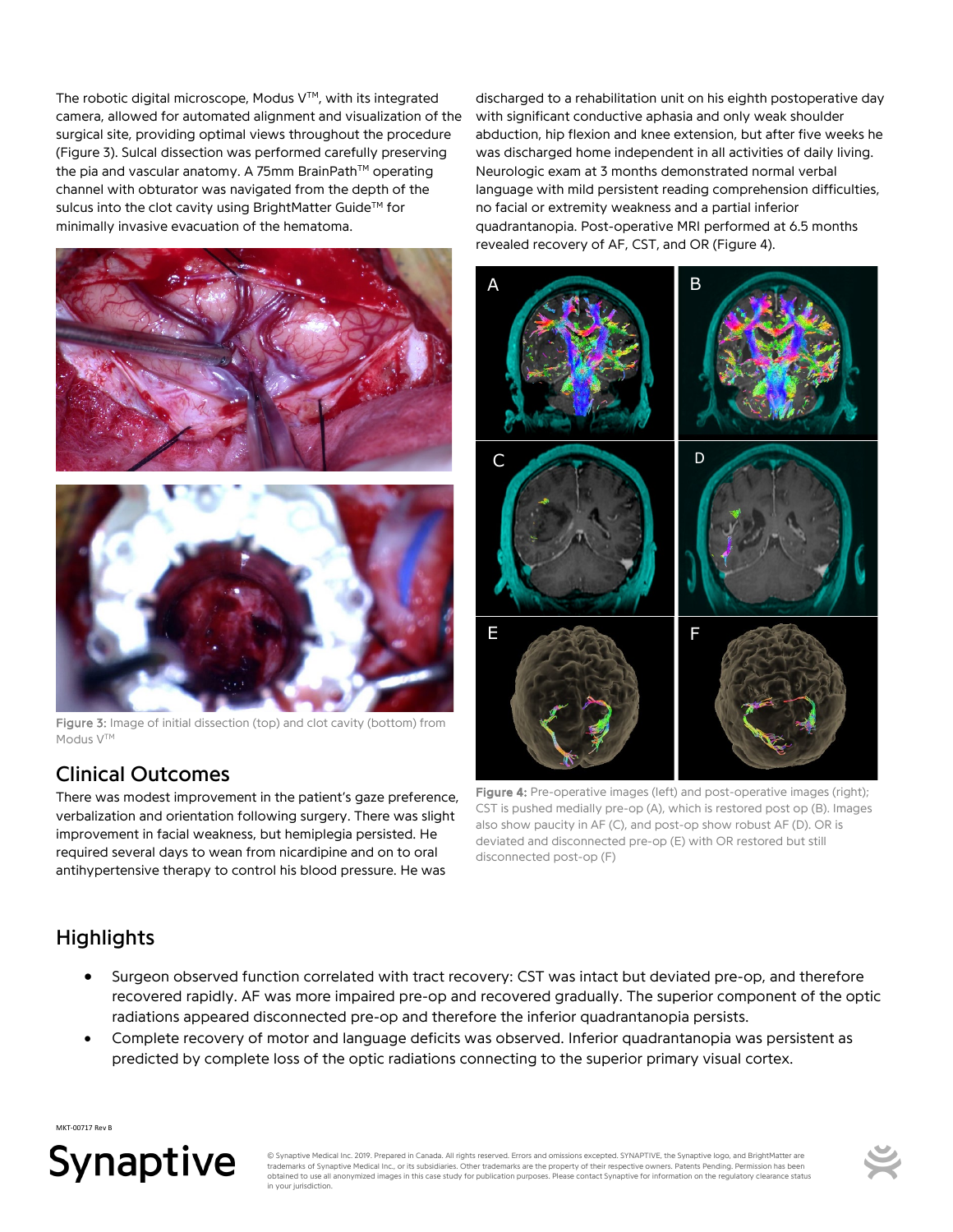The robotic digital microscope, Modus V™, with its integrated camera, allowed for automated alignment and visualization of the surgical site, providing optimal views throughout the procedure (Figure 3). Sulcal dissection was performed carefully preserving the pia and vascular anatomy. A 75mm BrainPath™ operating channel with obturator was navigated from the depth of the sulcus into the clot cavity using BrightMatter Guide™ for minimally invasive evacuation of the hematoma.

Figure 3: Image of initial dissection (top) and clot cavity (bottom) from Modus V™

## Clinical Outcomes

There was modest improvement in the patient's gaze preference, verbalization and orientation following surgery. There was slight improvement in facial weakness, but hemiplegia persisted. He required several days to wean from nicardipine and on to oral antihypertensive therapy to control his blood pressure. He was discharged to a rehabilitation unit on his eighth postoperative day with significant conductive aphasia and only weak shoulder abduction, hip flexion and knee extension, but after five weeks he was discharged home independent in all activities of daily living. Neurologic exam at 3 months demonstrated normal verbal language with mild persistent reading comprehension difficulties, no facial or extremity weakness and a partial inferior quadrantanopia. Post-operative MRI performed at 6.5 months revealed recovery of AF, CST, and OR (Figure 4).

Figure 4: Pre-operative images (left) and post-operative images (right); CST is pushed medially pre-op (A), which is restored post op (B). Images also show paucity in AF (C), and post-op show robust AF (D). OR is deviated and disconnected pre-op (E) with OR restored but still disconnected post-op (F)

## Highlights

- Surgeon observed function correlated with tract recovery: CST was intact but deviated pre-op, and therefore recovered rapidly. AF was more impaired pre-op and recovered gradually. The superior component of the optic radiations appeared disconnected pre-op and therefore the inferior quadrantanopia persists.
- Complete recovery of motor and language deficits was observed. Inferior quadrantanopia was persistent as predicted by complete loss of the optic radiations connecting to the superior primary visual cortex.

MKT-00717 Rev B

Synaptive

© Synaptive Medical Inc. 2019. Prepared in Canada. All rights reserved. Errors and omissions excepted. SYNAPTIVE, the Synaptive logo, and BrightMatter are trademarks of Synaptive Medical Inc., or its subsidiaries. Other trademarks are the property of their respective owners. Patents Pending. Permission has been obtained to use all anonymized images in this case study for publication purposes. Please contact Synaptive for information on the regulatory clearance status in your jurisdiction.